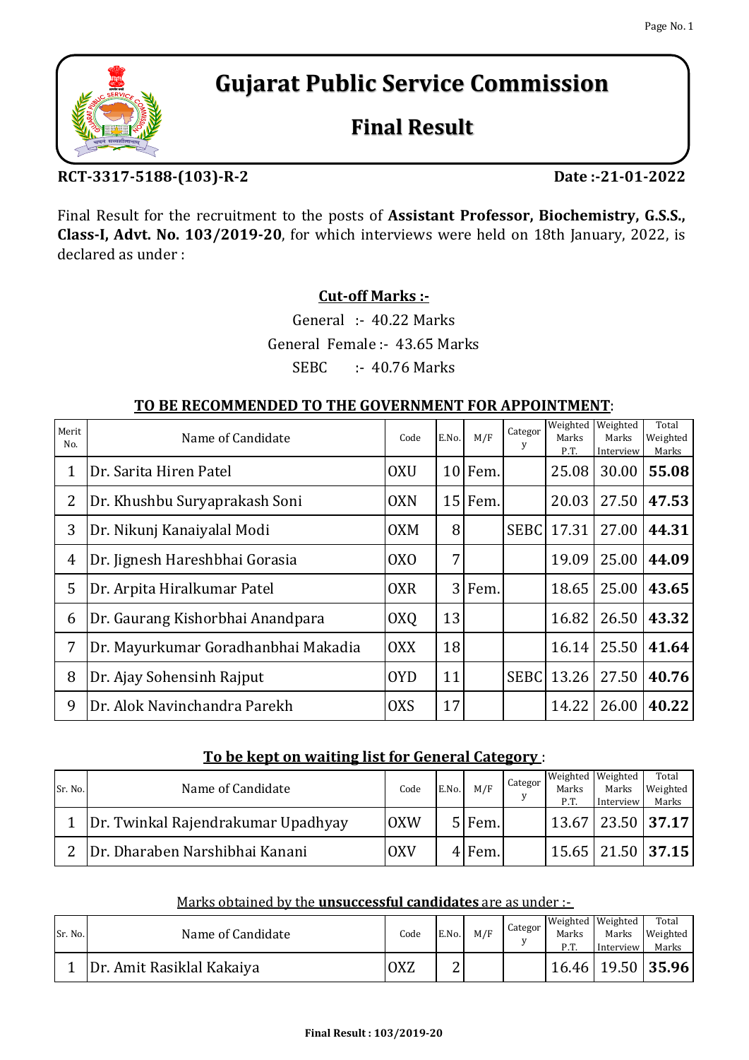# Gujarat Public Service Commission

## Final Result

**RCT-3317-5188-(103)-R-2** **Date :-21-01-2022**

Final Result for the recruitment to the posts of **Assistant Professor, Biochemistry, G.S.S., Class-I, Advt. No. 103/2019-20**, for which interviews were held on 18th January, 2022, is declared as under :

**Cut-off Marks :-**

General :- 40.22 Marks

General Female :- 43.65 Marks

SEBC :- 40.76 Marks

**TO BE RECOMMENDED TO THE GOVERNMENT FOR APPOINTMENT**:

| Merit No. | Name of Candidate | Code | E.No. | M/F | Category | Weighted Marks P.T. | Weighted Marks Interview | Total Weighted Marks |
|---|---|---|---|---|---|---|---|---|
| 1 | Dr. Sarita Hiren Patel | OXU | 10 | Fem. | | 25.08 | 30.00 | **55.08** |
| 2 | Dr. Khushbu Suryaprakash Soni | OXN | 15 | Fem. | | 20.03 | 27.50 | **47.53** |
| 3 | Dr. Nikunj Kanaiyalal Modi | OXM | 8 | | SEBC | 17.31 | 27.00 | **44.31** |
| 4 | Dr. Jignesh Hareshbhai Gorasia | OXO | 7 | | | 19.09 | 25.00 | **44.09** |
| 5 | Dr. Arpita Hiralkumar Patel | OXR | 3 | Fem. | | 18.65 | 25.00 | **43.65** |
| 6 | Dr. Gaurang Kishorbhai Anandpara | OXQ | 13 | | | 16.82 | 26.50 | **43.32** |
| 7 | Dr. Mayurkumar Goradhanbhai Makadia | OXX | 18 | | | 16.14 | 25.50 | **41.64** |
| 8 | Dr. Ajay Sohensinh Rajput | OYD | 11 | | SEBC | 13.26 | 27.50 | **40.76** |
| 9 | Dr. Alok Navinchandra Parekh | OXS | 17 | | | 14.22 | 26.00 | **40.22** |

**To be kept on waiting list for General Category** :

| Sr. No. | Name of Candidate | Code | E.No. | M/F | Category | Weighted Marks P.T. | Weighted Marks Interview | Total Weighted Marks |
|---|---|---|---|---|---|---|---|---|
| 1 | Dr. Twinkal Rajendrakumar Upadhyay | OXW | 5 | Fem. | | 13.67 | 23.50 | **37.17** |
| 2 | Dr. Dharaben Narshibhai Kanani | OXV | 4 | Fem. | | 15.65 | 21.50 | **37.15** |

Marks obtained by the **unsuccessful candidates** are as under :-

| Sr. No. | Name of Candidate | Code | E.No. | M/F | Category | Weighted Marks P.T. | Weighted Marks Interview | Total Weighted Marks |
|---|---|---|---|---|---|---|---|---|
| 1 | Dr. Amit Rasiklal Kakaiya | OXZ | 2 | | | 16.46 | 19.50 | **35.96** |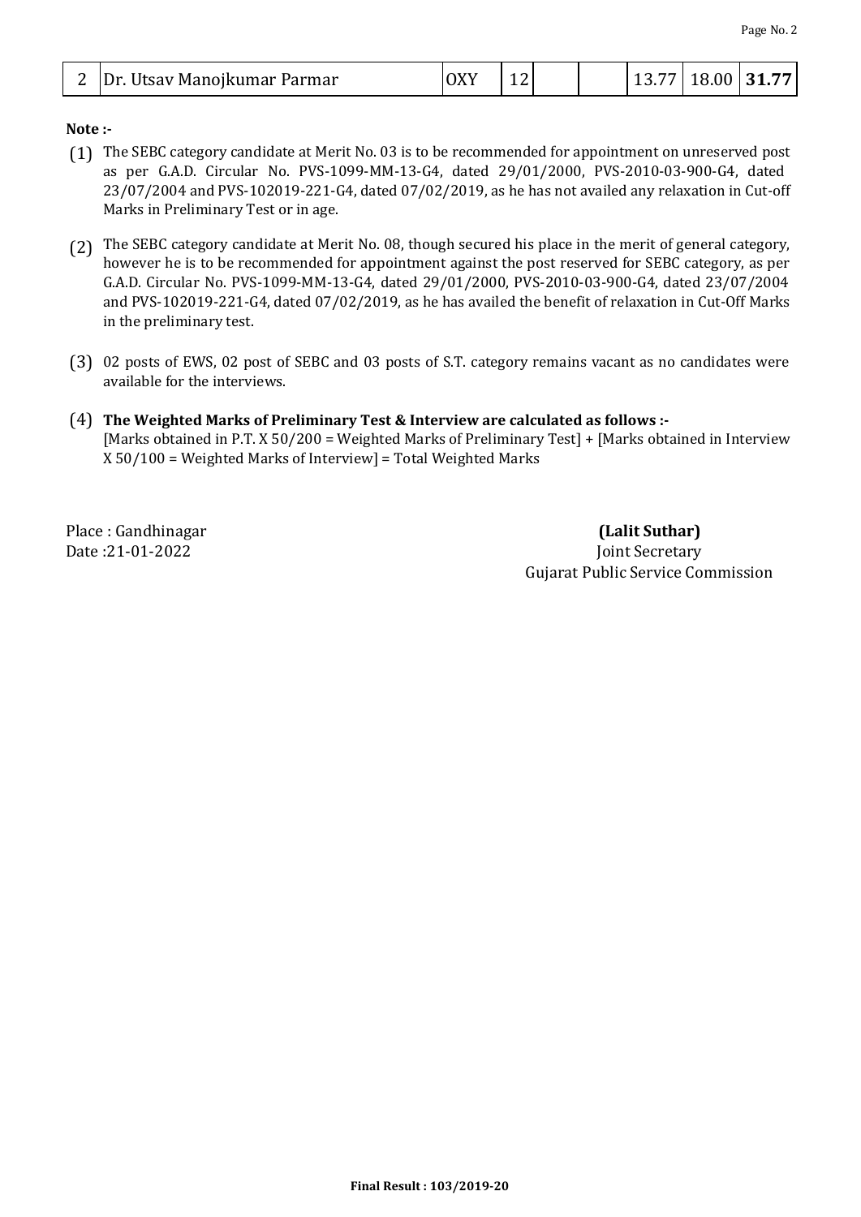| | | | | | | | | |
|---|---|---|---|---|---|---|---|---|
| 2 | Dr. Utsav Manojkumar Parmar | OXY | 12 | | | 13.77 | 18.00 | **31.77** |

**Note :-**

(1) The SEBC category candidate at Merit No. 03 is to be recommended for appointment on unreserved post as per G.A.D. Circular No. PVS-1099-MM-13-G4, dated 29/01/2000, PVS-2010-03-900-G4, dated 23/07/2004 and PVS-102019-221-G4, dated 07/02/2019, as he has not availed any relaxation in Cut-off Marks in Preliminary Test or in age.

(2) The SEBC category candidate at Merit No. 08, though secured his place in the merit of general category, however he is to be recommended for appointment against the post reserved for SEBC category, as per G.A.D. Circular No. PVS-1099-MM-13-G4, dated 29/01/2000, PVS-2010-03-900-G4, dated 23/07/2004 and PVS-102019-221-G4, dated 07/02/2019, as he has availed the benefit of relaxation in Cut-Off Marks in the preliminary test.

(3) 02 posts of EWS, 02 post of SEBC and 03 posts of S.T. category remains vacant as no candidates were available for the interviews.

(4) **The Weighted Marks of Preliminary Test & Interview are calculated as follows :-**
[Marks obtained in P.T. X 50/200 = Weighted Marks of Preliminary Test] + [Marks obtained in Interview X 50/100 = Weighted Marks of Interview] = Total Weighted Marks

Place : Gandhinagar
Date :21-01-2022

**(Lalit Suthar)**
Joint Secretary
Gujarat Public Service Commission

**Final Result : 103/2019-20**